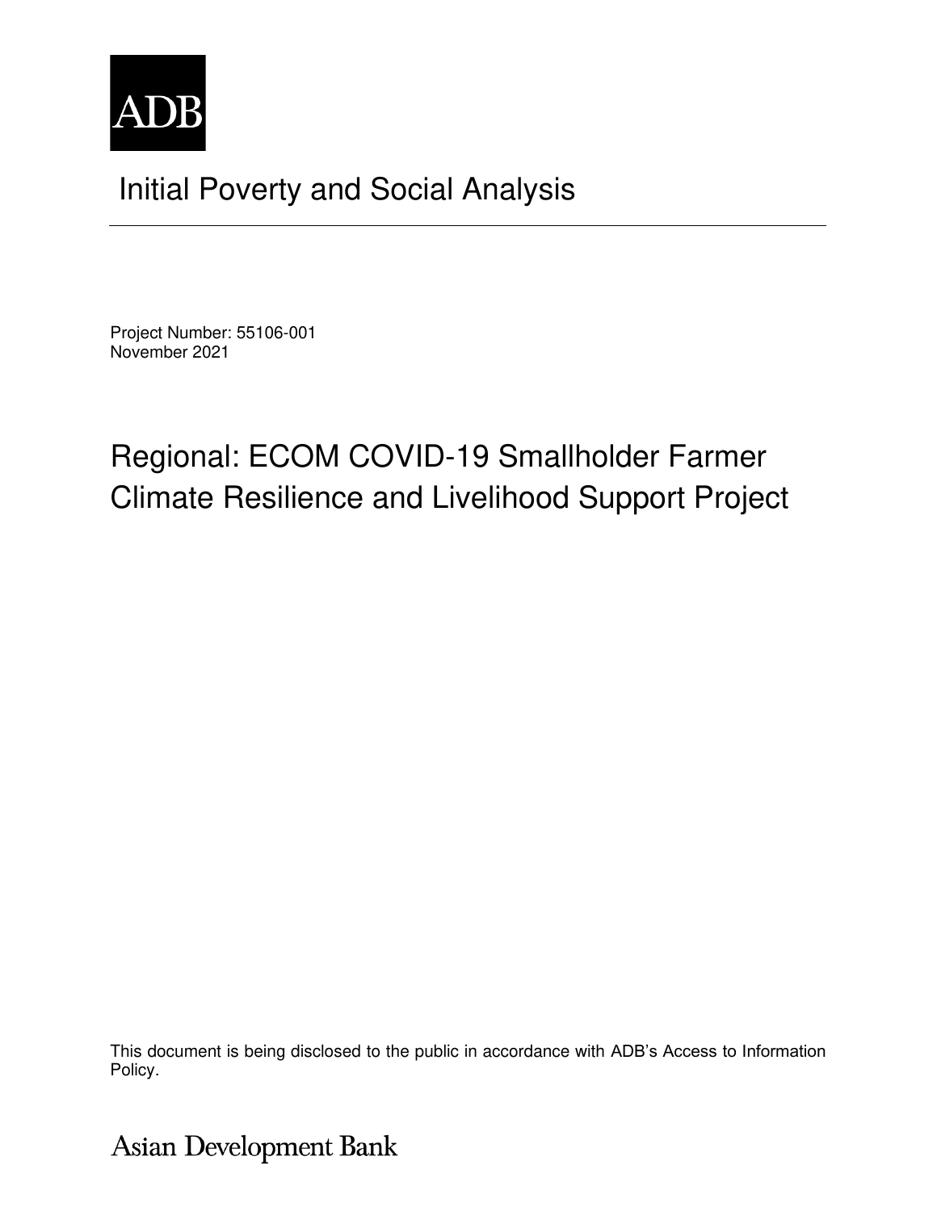ADB

# Initial Poverty and Social Analysis

Project Number: 55106-001
November 2021

## Regional: ECOM COVID-19 Smallholder Farmer Climate Resilience and Livelihood Support Project

This document is being disclosed to the public in accordance with ADB's Access to Information Policy.

Asian Development Bank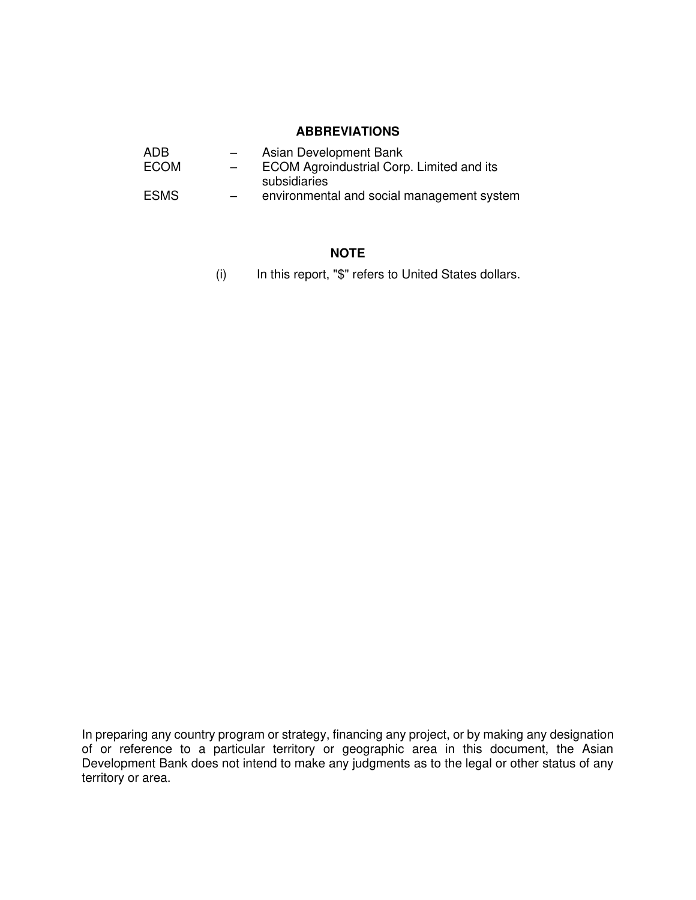## ABBREVIATIONS

| | | |
|---|---|---|
| ADB | – | Asian Development Bank |
| ECOM | – | ECOM Agroindustrial Corp. Limited and its subsidiaries |
| ESMS | – | environmental and social management system |

## NOTE

(i) In this report, "$" refers to United States dollars.

In preparing any country program or strategy, financing any project, or by making any designation of or reference to a particular territory or geographic area in this document, the Asian Development Bank does not intend to make any judgments as to the legal or other status of any territory or area.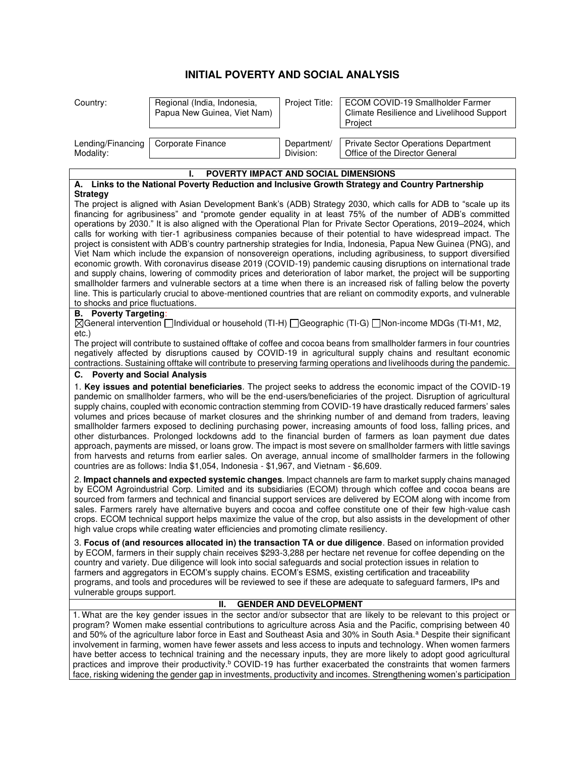# INITIAL POVERTY AND SOCIAL ANALYSIS

| Country: | Regional (India, Indonesia, Papua New Guinea, Viet Nam) | Project Title: | ECOM COVID-19 Smallholder Farmer Climate Resilience and Livelihood Support Project |
|---|---|---|---|
| Lending/Financing Modality: | Corporate Finance | Department/ Division: | Private Sector Operations Department Office of the Director General |

## I. POVERTY IMPACT AND SOCIAL DIMENSIONS

### A. Links to the National Poverty Reduction and Inclusive Growth Strategy and Country Partnership Strategy

The project is aligned with Asian Development Bank's (ADB) Strategy 2030, which calls for ADB to "scale up its financing for agribusiness" and "promote gender equality in at least 75% of the number of ADB's committed operations by 2030." It is also aligned with the Operational Plan for Private Sector Operations, 2019–2024, which calls for working with tier-1 agribusiness companies because of their potential to have widespread impact. The project is consistent with ADB's country partnership strategies for India, Indonesia, Papua New Guinea (PNG), and Viet Nam which include the expansion of nonsovereign operations, including agribusiness, to support diversified economic growth. With coronavirus disease 2019 (COVID-19) pandemic causing disruptions on international trade and supply chains, lowering of commodity prices and deterioration of labor market, the project will be supporting smallholder farmers and vulnerable sectors at a time when there is an increased risk of falling below the poverty line. This is particularly crucial to above-mentioned countries that are reliant on commodity exports, and vulnerable to shocks and price fluctuations.

### B. Poverty Targeting:

☒General intervention ☐Individual or household (TI-H) ☐Geographic (TI-G) ☐Non-income MDGs (TI-M1, M2, etc.)

The project will contribute to sustained offtake of coffee and cocoa beans from smallholder farmers in four countries negatively affected by disruptions caused by COVID-19 in agricultural supply chains and resultant economic contractions. Sustaining offtake will contribute to preserving farming operations and livelihoods during the pandemic.

### C. Poverty and Social Analysis

1. **Key issues and potential beneficiaries**. The project seeks to address the economic impact of the COVID-19 pandemic on smallholder farmers, who will be the end-users/beneficiaries of the project. Disruption of agricultural supply chains, coupled with economic contraction stemming from COVID-19 have drastically reduced farmers' sales volumes and prices because of market closures and the shrinking number of and demand from traders, leaving smallholder farmers exposed to declining purchasing power, increasing amounts of food loss, falling prices, and other disturbances. Prolonged lockdowns add to the financial burden of farmers as loan payment due dates approach, payments are missed, or loans grow. The impact is most severe on smallholder farmers with little savings from harvests and returns from earlier sales. On average, annual income of smallholder farmers in the following countries are as follows: India $1,054, Indonesia - $1,967, and Vietnam - $6,609.

2. **Impact channels and expected systemic changes**. Impact channels are farm to market supply chains managed by ECOM Agroindustrial Corp. Limited and its subsidiaries (ECOM) through which coffee and cocoa beans are sourced from farmers and technical and financial support services are delivered by ECOM along with income from sales. Farmers rarely have alternative buyers and cocoa and coffee constitute one of their few high-value cash crops. ECOM technical support helps maximize the value of the crop, but also assists in the development of other high value crops while creating water efficiencies and promoting climate resiliency.

3. **Focus of (and resources allocated in) the transaction TA or due diligence**. Based on information provided by ECOM, farmers in their supply chain receives $293-3,288 per hectare net revenue for coffee depending on the country and variety. Due diligence will look into social safeguards and social protection issues in relation to farmers and aggregators in ECOM's supply chains. ECOM's ESMS, existing certification and traceability programs, and tools and procedures will be reviewed to see if these are adequate to safeguard farmers, IPs and vulnerable groups support.

## II. GENDER AND DEVELOPMENT

1. What are the key gender issues in the sector and/or subsector that are likely to be relevant to this project or program? Women make essential contributions to agriculture across Asia and the Pacific, comprising between 40 and 50% of the agriculture labor force in East and Southeast Asia and 30% in South Asia.[a] Despite their significant involvement in farming, women have fewer assets and less access to inputs and technology. When women farmers have better access to technical training and the necessary inputs, they are more likely to adopt good agricultural practices and improve their productivity.[b] COVID-19 has further exacerbated the constraints that women farmers face, risking widening the gender gap in investments, productivity and incomes. Strengthening women's participation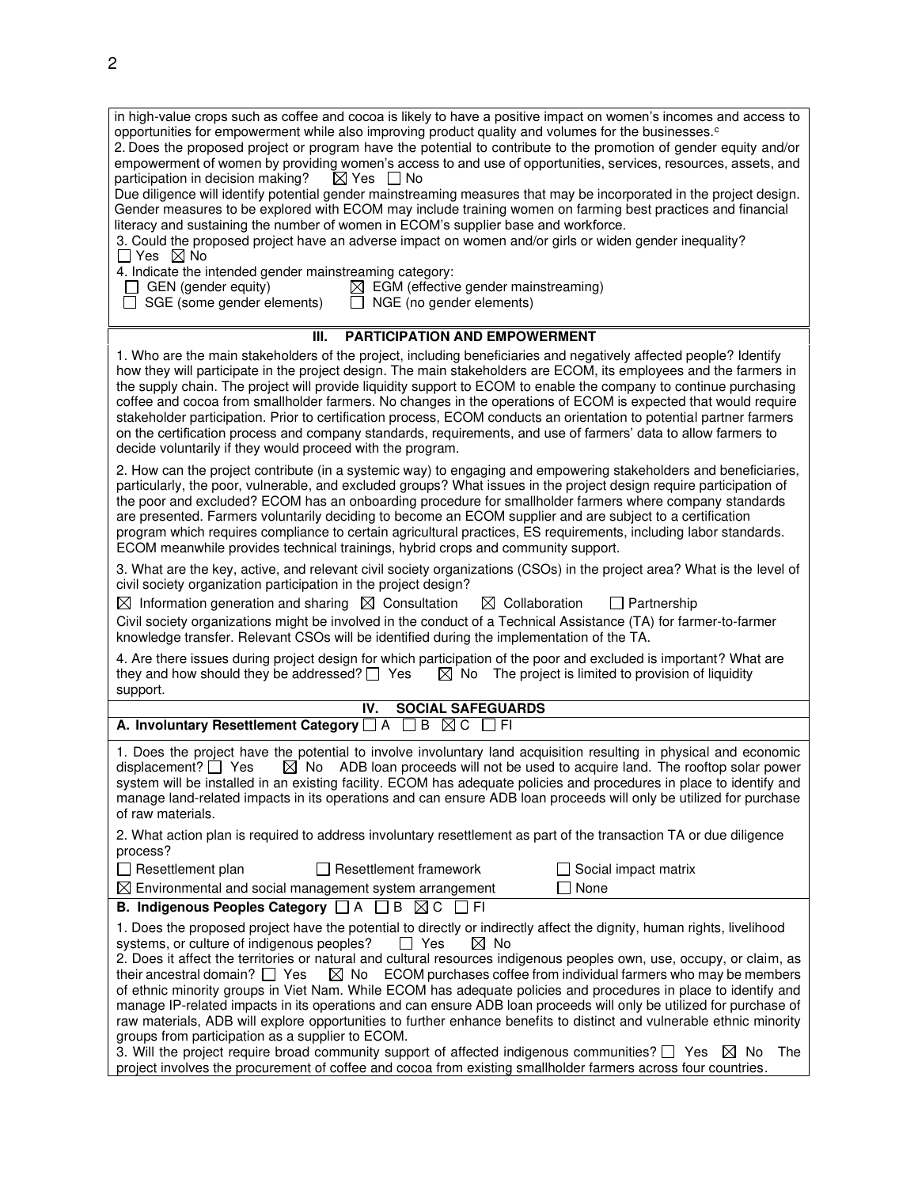in high-value crops such as coffee and cocoa is likely to have a positive impact on women's incomes and access to opportunities for empowerment while also improving product quality and volumes for the businesses.[c]

2. Does the proposed project or program have the potential to contribute to the promotion of gender equity and/or empowerment of women by providing women's access to and use of opportunities, services, resources, assets, and participation in decision making? ☒ Yes ☐ No

Due diligence will identify potential gender mainstreaming measures that may be incorporated in the project design. Gender measures to be explored with ECOM may include training women on farming best practices and financial literacy and sustaining the number of women in ECOM's supplier base and workforce.

3. Could the proposed project have an adverse impact on women and/or girls or widen gender inequality?
☐ Yes ☒ No

4. Indicate the intended gender mainstreaming category:
☐ GEN (gender equity) ☒ EGM (effective gender mainstreaming)
☐ SGE (some gender elements) ☐ NGE (no gender elements)

## III. PARTICIPATION AND EMPOWERMENT

1. Who are the main stakeholders of the project, including beneficiaries and negatively affected people? Identify how they will participate in the project design. The main stakeholders are ECOM, its employees and the farmers in the supply chain. The project will provide liquidity support to ECOM to enable the company to continue purchasing coffee and cocoa from smallholder farmers. No changes in the operations of ECOM is expected that would require stakeholder participation. Prior to certification process, ECOM conducts an orientation to potential partner farmers on the certification process and company standards, requirements, and use of farmers' data to allow farmers to decide voluntarily if they would proceed with the program.

2. How can the project contribute (in a systemic way) to engaging and empowering stakeholders and beneficiaries, particularly, the poor, vulnerable, and excluded groups? What issues in the project design require participation of the poor and excluded? ECOM has an onboarding procedure for smallholder farmers where company standards are presented. Farmers voluntarily deciding to become an ECOM supplier and are subject to a certification program which requires compliance to certain agricultural practices, ES requirements, including labor standards. ECOM meanwhile provides technical trainings, hybrid crops and community support.

3. What are the key, active, and relevant civil society organizations (CSOs) in the project area? What is the level of civil society organization participation in the project design?

☒ Information generation and sharing ☒ Consultation ☒ Collaboration ☐ Partnership

Civil society organizations might be involved in the conduct of a Technical Assistance (TA) for farmer-to-farmer knowledge transfer. Relevant CSOs will be identified during the implementation of the TA.

4. Are there issues during project design for which participation of the poor and excluded is important? What are they and how should they be addressed? ☐ Yes ☒ No The project is limited to provision of liquidity support.

## IV. SOCIAL SAFEGUARDS

**A. Involuntary Resettlement Category** ☐ A ☐ B ☒ C ☐ FI

1. Does the project have the potential to involve involuntary land acquisition resulting in physical and economic displacement? ☐ Yes ☒ No ADB loan proceeds will not be used to acquire land. The rooftop solar power system will be installed in an existing facility. ECOM has adequate policies and procedures in place to identify and manage land-related impacts in its operations and can ensure ADB loan proceeds will only be utilized for purchase of raw materials.

2. What action plan is required to address involuntary resettlement as part of the transaction TA or due diligence process?

☐ Resettlement plan ☐ Resettlement framework ☐ Social impact matrix
☒ Environmental and social management system arrangement ☐ None

**B. Indigenous Peoples Category** ☐ A ☐ B ☒ C ☐ FI

1. Does the proposed project have the potential to directly or indirectly affect the dignity, human rights, livelihood systems, or culture of indigenous peoples? ☐ Yes ☒ No

2. Does it affect the territories or natural and cultural resources indigenous peoples own, use, occupy, or claim, as their ancestral domain? ☐ Yes ☒ No ECOM purchases coffee from individual farmers who may be members of ethnic minority groups in Viet Nam. While ECOM has adequate policies and procedures in place to identify and manage IP-related impacts in its operations and can ensure ADB loan proceeds will only be utilized for purchase of raw materials, ADB will explore opportunities to further enhance benefits to distinct and vulnerable ethnic minority groups from participation as a supplier to ECOM.

3. Will the project require broad community support of affected indigenous communities? ☐ Yes ☒ No The project involves the procurement of coffee and cocoa from existing smallholder farmers across four countries.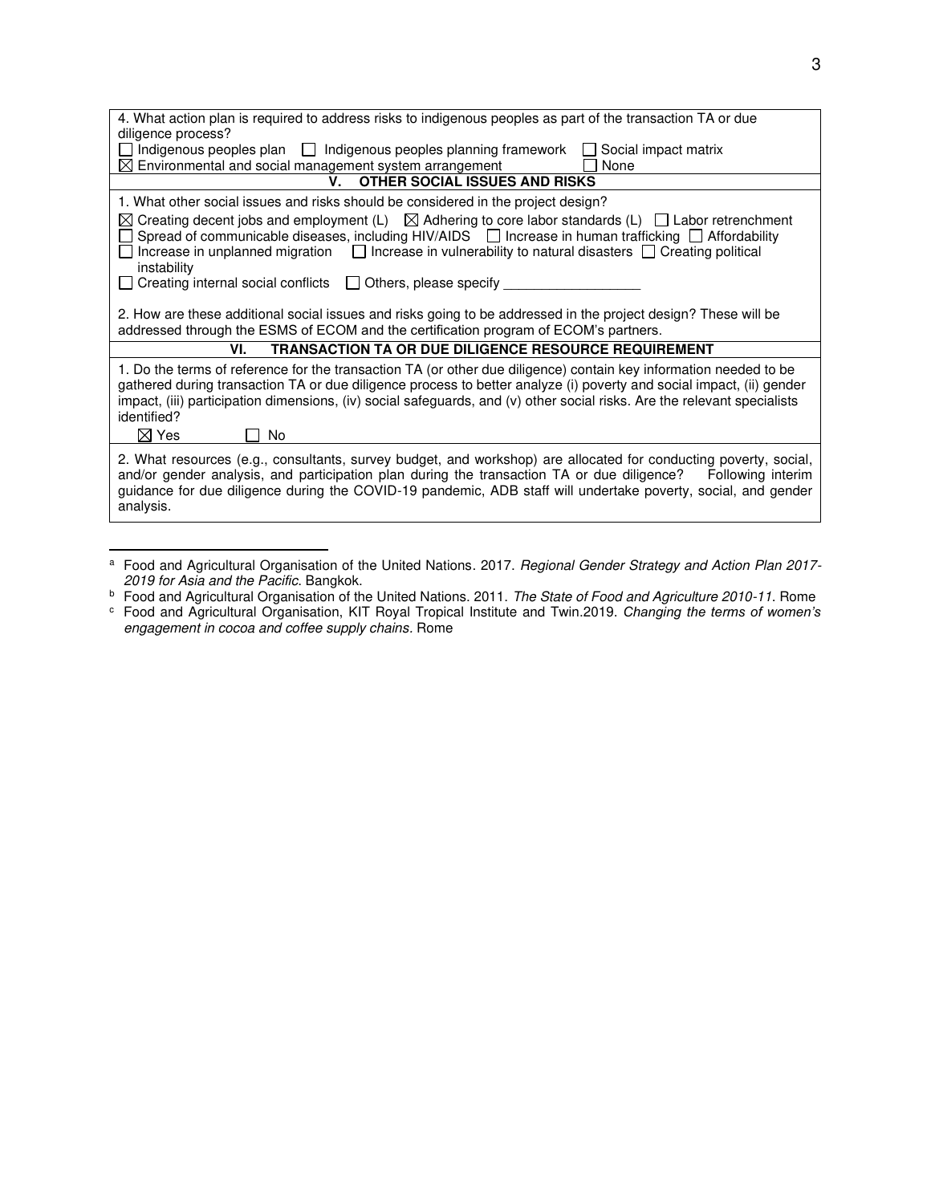4. What action plan is required to address risks to indigenous peoples as part of the transaction TA or due diligence process?

☐ Indigenous peoples plan ☐ Indigenous peoples planning framework ☐ Social impact matrix
☒ Environmental and social management system arrangement ☐ None

## V. OTHER SOCIAL ISSUES AND RISKS

1. What other social issues and risks should be considered in the project design?

☒ Creating decent jobs and employment (L) ☒ Adhering to core labor standards (L) ☐ Labor retrenchment
☐ Spread of communicable diseases, including HIV/AIDS ☐ Increase in human trafficking ☐ Affordability
☐ Increase in unplanned migration ☐ Increase in vulnerability to natural disasters ☐ Creating political instability
☐ Creating internal social conflicts ☐ Others, please specify __________________

2. How are these additional social issues and risks going to be addressed in the project design? These will be addressed through the ESMS of ECOM and the certification program of ECOM's partners.

## VI. TRANSACTION TA OR DUE DILIGENCE RESOURCE REQUIREMENT

1. Do the terms of reference for the transaction TA (or other due diligence) contain key information needed to be gathered during transaction TA or due diligence process to better analyze (i) poverty and social impact, (ii) gender impact, (iii) participation dimensions, (iv) social safeguards, and (v) other social risks. Are the relevant specialists identified?

☒ Yes ☐ No

2. What resources (e.g., consultants, survey budget, and workshop) are allocated for conducting poverty, social, and/or gender analysis, and participation plan during the transaction TA or due diligence? Following interim guidance for due diligence during the COVID-19 pandemic, ADB staff will undertake poverty, social, and gender analysis.

---

[a] Food and Agricultural Organisation of the United Nations. 2017. *Regional Gender Strategy and Action Plan 2017-2019 for Asia and the Pacific*. Bangkok.

[b] Food and Agricultural Organisation of the United Nations. 2011. *The State of Food and Agriculture 2010-11*. Rome

[c] Food and Agricultural Organisation, KIT Royal Tropical Institute and Twin.2019. *Changing the terms of women's engagement in cocoa and coffee supply chains*. Rome